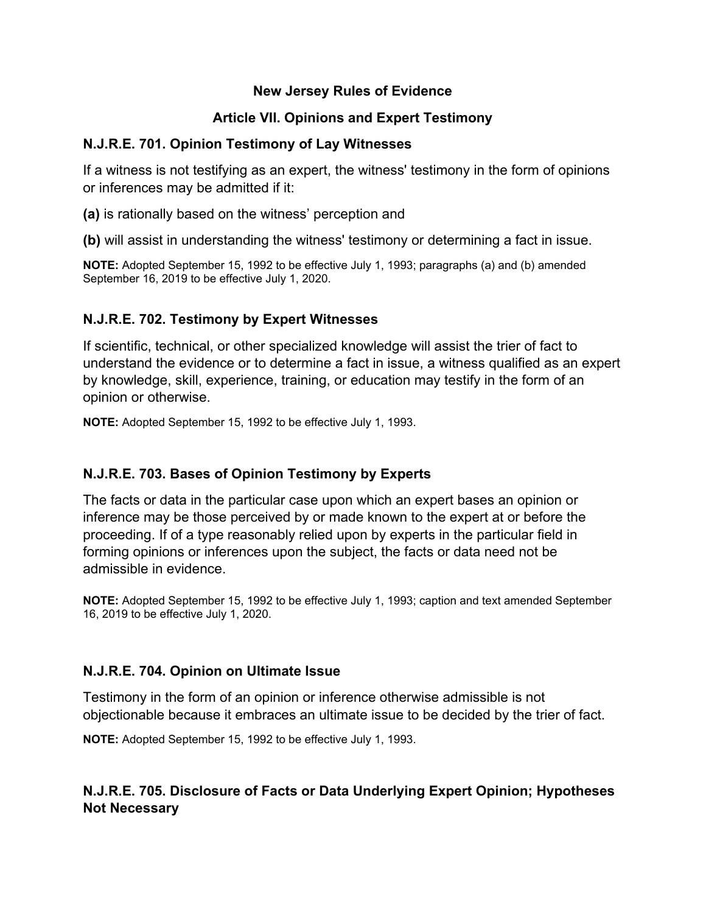# New Jersey Rules of Evidence

## Article VII. Opinions and Expert Testimony

### N.J.R.E. 701. Opinion Testimony of Lay Witnesses

If a witness is not testifying as an expert, the witness' testimony in the form of opinions or inferences may be admitted if it:

**(a)** is rationally based on the witness' perception and

**(b)** will assist in understanding the witness' testimony or determining a fact in issue.

**NOTE:** Adopted September 15, 1992 to be effective July 1, 1993; paragraphs (a) and (b) amended September 16, 2019 to be effective July 1, 2020.

### N.J.R.E. 702. Testimony by Expert Witnesses

If scientific, technical, or other specialized knowledge will assist the trier of fact to understand the evidence or to determine a fact in issue, a witness qualified as an expert by knowledge, skill, experience, training, or education may testify in the form of an opinion or otherwise.

**NOTE:** Adopted September 15, 1992 to be effective July 1, 1993.

### N.J.R.E. 703. Bases of Opinion Testimony by Experts

The facts or data in the particular case upon which an expert bases an opinion or inference may be those perceived by or made known to the expert at or before the proceeding. If of a type reasonably relied upon by experts in the particular field in forming opinions or inferences upon the subject, the facts or data need not be admissible in evidence.

**NOTE:** Adopted September 15, 1992 to be effective July 1, 1993; caption and text amended September 16, 2019 to be effective July 1, 2020.

### N.J.R.E. 704. Opinion on Ultimate Issue

Testimony in the form of an opinion or inference otherwise admissible is not objectionable because it embraces an ultimate issue to be decided by the trier of fact.

**NOTE:** Adopted September 15, 1992 to be effective July 1, 1993.

### N.J.R.E. 705. Disclosure of Facts or Data Underlying Expert Opinion; Hypotheses Not Necessary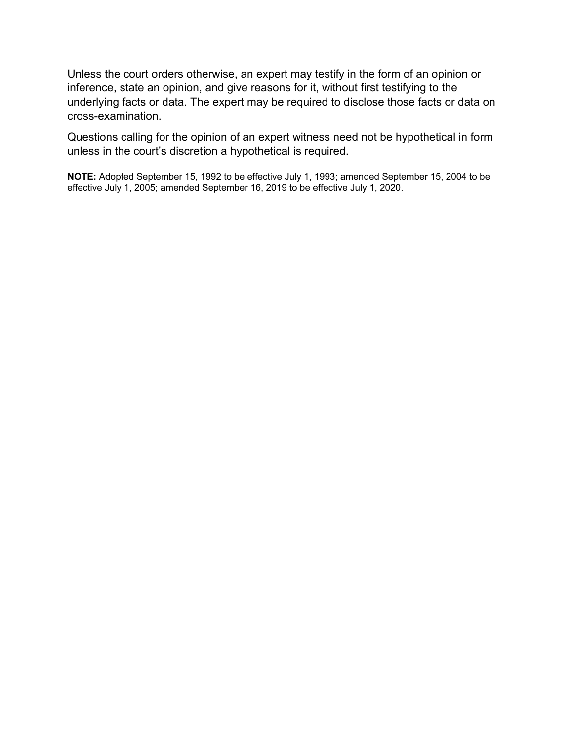Unless the court orders otherwise, an expert may testify in the form of an opinion or inference, state an opinion, and give reasons for it, without first testifying to the underlying facts or data. The expert may be required to disclose those facts or data on cross-examination.

Questions calling for the opinion of an expert witness need not be hypothetical in form unless in the court's discretion a hypothetical is required.

**NOTE:** Adopted September 15, 1992 to be effective July 1, 1993; amended September 15, 2004 to be effective July 1, 2005; amended September 16, 2019 to be effective July 1, 2020.